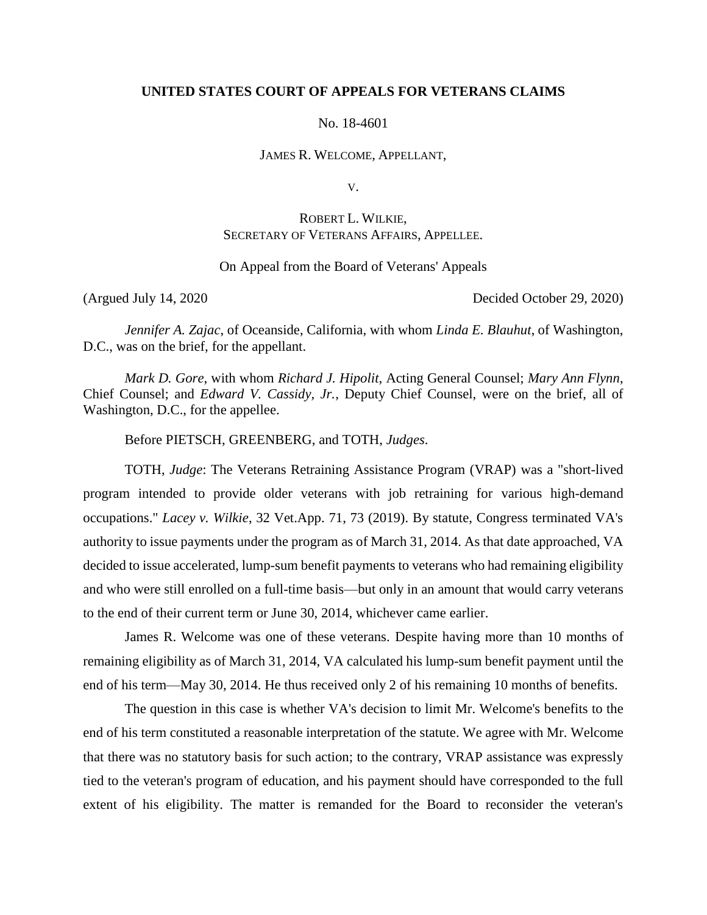**UNITED STATES COURT OF APPEALS FOR VETERANS CLAIMS**

No. 18-4601

JAMES R. WELCOME, APPELLANT,

V.

ROBERT L. WILKIE,
SECRETARY OF VETERANS AFFAIRS, APPELLEE.

On Appeal from the Board of Veterans' Appeals

(Argued July 14, 2020 Decided October 29, 2020)

*Jennifer A. Zajac*, of Oceanside, California, with whom *Linda E. Blauhut*, of Washington, D.C., was on the brief, for the appellant.

*Mark D. Gore*, with whom *Richard J. Hipolit*, Acting General Counsel; *Mary Ann Flynn*, Chief Counsel; and *Edward V. Cassidy, Jr.*, Deputy Chief Counsel, were on the brief, all of Washington, D.C., for the appellee.

Before PIETSCH, GREENBERG, and TOTH, *Judges*.

TOTH, *Judge*: The Veterans Retraining Assistance Program (VRAP) was a "short-lived program intended to provide older veterans with job retraining for various high-demand occupations." *Lacey v. Wilkie*, 32 Vet.App. 71, 73 (2019). By statute, Congress terminated VA's authority to issue payments under the program as of March 31, 2014. As that date approached, VA decided to issue accelerated, lump-sum benefit payments to veterans who had remaining eligibility and who were still enrolled on a full-time basis—but only in an amount that would carry veterans to the end of their current term or June 30, 2014, whichever came earlier.

James R. Welcome was one of these veterans. Despite having more than 10 months of remaining eligibility as of March 31, 2014, VA calculated his lump-sum benefit payment until the end of his term—May 30, 2014. He thus received only 2 of his remaining 10 months of benefits.

The question in this case is whether VA's decision to limit Mr. Welcome's benefits to the end of his term constituted a reasonable interpretation of the statute. We agree with Mr. Welcome that there was no statutory basis for such action; to the contrary, VRAP assistance was expressly tied to the veteran's program of education, and his payment should have corresponded to the full extent of his eligibility. The matter is remanded for the Board to reconsider the veteran's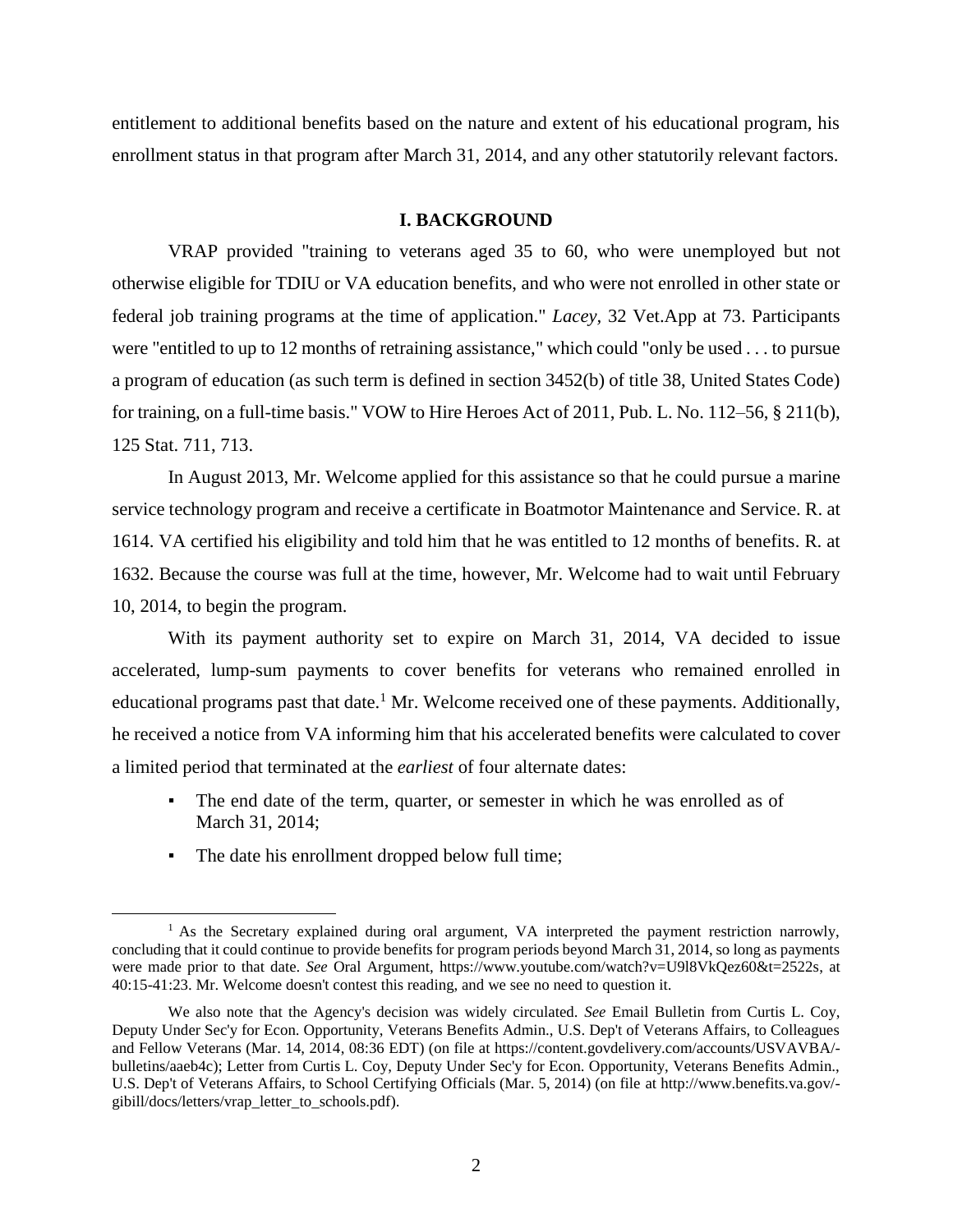entitlement to additional benefits based on the nature and extent of his educational program, his enrollment status in that program after March 31, 2014, and any other statutorily relevant factors.

## I. BACKGROUND

VRAP provided "training to veterans aged 35 to 60, who were unemployed but not otherwise eligible for TDIU or VA education benefits, and who were not enrolled in other state or federal job training programs at the time of application." *Lacey*, 32 Vet.App at 73. Participants were "entitled to up to 12 months of retraining assistance," which could "only be used . . . to pursue a program of education (as such term is defined in section 3452(b) of title 38, United States Code) for training, on a full-time basis." VOW to Hire Heroes Act of 2011, Pub. L. No. 112–56, § 211(b), 125 Stat. 711, 713.

In August 2013, Mr. Welcome applied for this assistance so that he could pursue a marine service technology program and receive a certificate in Boatmotor Maintenance and Service. R. at 1614. VA certified his eligibility and told him that he was entitled to 12 months of benefits. R. at 1632. Because the course was full at the time, however, Mr. Welcome had to wait until February 10, 2014, to begin the program.

With its payment authority set to expire on March 31, 2014, VA decided to issue accelerated, lump-sum payments to cover benefits for veterans who remained enrolled in educational programs past that date.[1] Mr. Welcome received one of these payments. Additionally, he received a notice from VA informing him that his accelerated benefits were calculated to cover a limited period that terminated at the *earliest* of four alternate dates:

- The end date of the term, quarter, or semester in which he was enrolled as of March 31, 2014;
- The date his enrollment dropped below full time;

[1] As the Secretary explained during oral argument, VA interpreted the payment restriction narrowly, concluding that it could continue to provide benefits for program periods beyond March 31, 2014, so long as payments were made prior to that date. *See* Oral Argument, https://www.youtube.com/watch?v=U9l8VkQez60&t=2522s, at 40:15-41:23. Mr. Welcome doesn't contest this reading, and we see no need to question it.

We also note that the Agency's decision was widely circulated. *See* Email Bulletin from Curtis L. Coy, Deputy Under Sec'y for Econ. Opportunity, Veterans Benefits Admin., U.S. Dep't of Veterans Affairs, to Colleagues and Fellow Veterans (Mar. 14, 2014, 08:36 EDT) (on file at https://content.govdelivery.com/accounts/USVAVBA/-bulletins/aaeb4c); Letter from Curtis L. Coy, Deputy Under Sec'y for Econ. Opportunity, Veterans Benefits Admin., U.S. Dep't of Veterans Affairs, to School Certifying Officials (Mar. 5, 2014) (on file at http://www.benefits.va.gov/-gibill/docs/letters/vrap_letter_to_schools.pdf).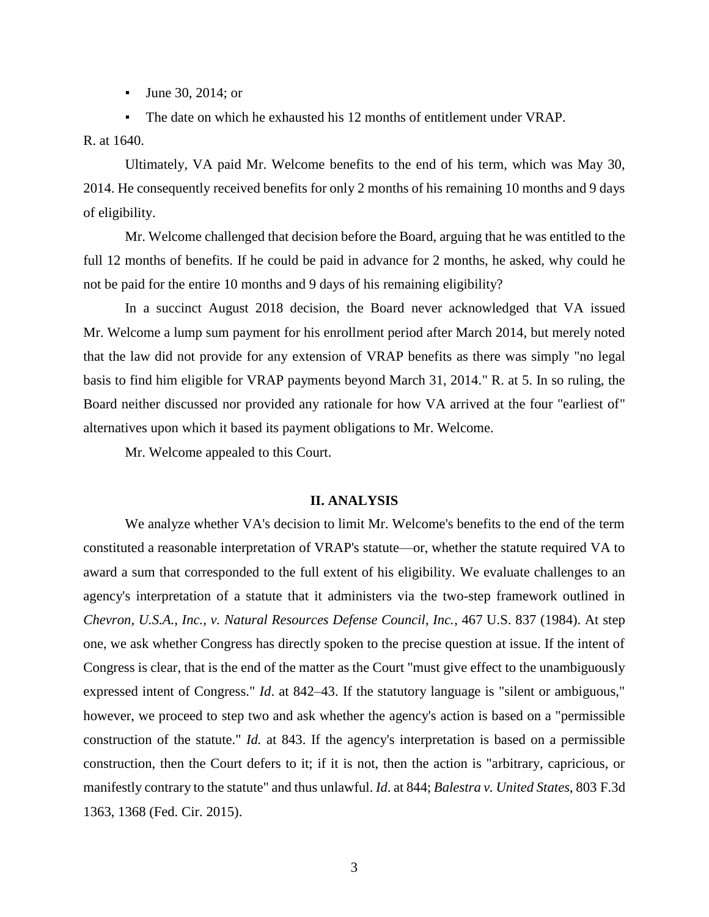- June 30, 2014; or
- The date on which he exhausted his 12 months of entitlement under VRAP.

R. at 1640.

Ultimately, VA paid Mr. Welcome benefits to the end of his term, which was May 30, 2014. He consequently received benefits for only 2 months of his remaining 10 months and 9 days of eligibility.

Mr. Welcome challenged that decision before the Board, arguing that he was entitled to the full 12 months of benefits. If he could be paid in advance for 2 months, he asked, why could he not be paid for the entire 10 months and 9 days of his remaining eligibility?

In a succinct August 2018 decision, the Board never acknowledged that VA issued Mr. Welcome a lump sum payment for his enrollment period after March 2014, but merely noted that the law did not provide for any extension of VRAP benefits as there was simply "no legal basis to find him eligible for VRAP payments beyond March 31, 2014." R. at 5. In so ruling, the Board neither discussed nor provided any rationale for how VA arrived at the four "earliest of" alternatives upon which it based its payment obligations to Mr. Welcome.

Mr. Welcome appealed to this Court.

## II. ANALYSIS

We analyze whether VA's decision to limit Mr. Welcome's benefits to the end of the term constituted a reasonable interpretation of VRAP's statute—or, whether the statute required VA to award a sum that corresponded to the full extent of his eligibility. We evaluate challenges to an agency's interpretation of a statute that it administers via the two-step framework outlined in *Chevron, U.S.A., Inc., v. Natural Resources Defense Council, Inc.*, 467 U.S. 837 (1984). At step one, we ask whether Congress has directly spoken to the precise question at issue. If the intent of Congress is clear, that is the end of the matter as the Court "must give effect to the unambiguously expressed intent of Congress." *Id*. at 842–43. If the statutory language is "silent or ambiguous," however, we proceed to step two and ask whether the agency's action is based on a "permissible construction of the statute." *Id.* at 843. If the agency's interpretation is based on a permissible construction, then the Court defers to it; if it is not, then the action is "arbitrary, capricious, or manifestly contrary to the statute" and thus unlawful. *Id*. at 844; *Balestra v. United States*, 803 F.3d 1363, 1368 (Fed. Cir. 2015).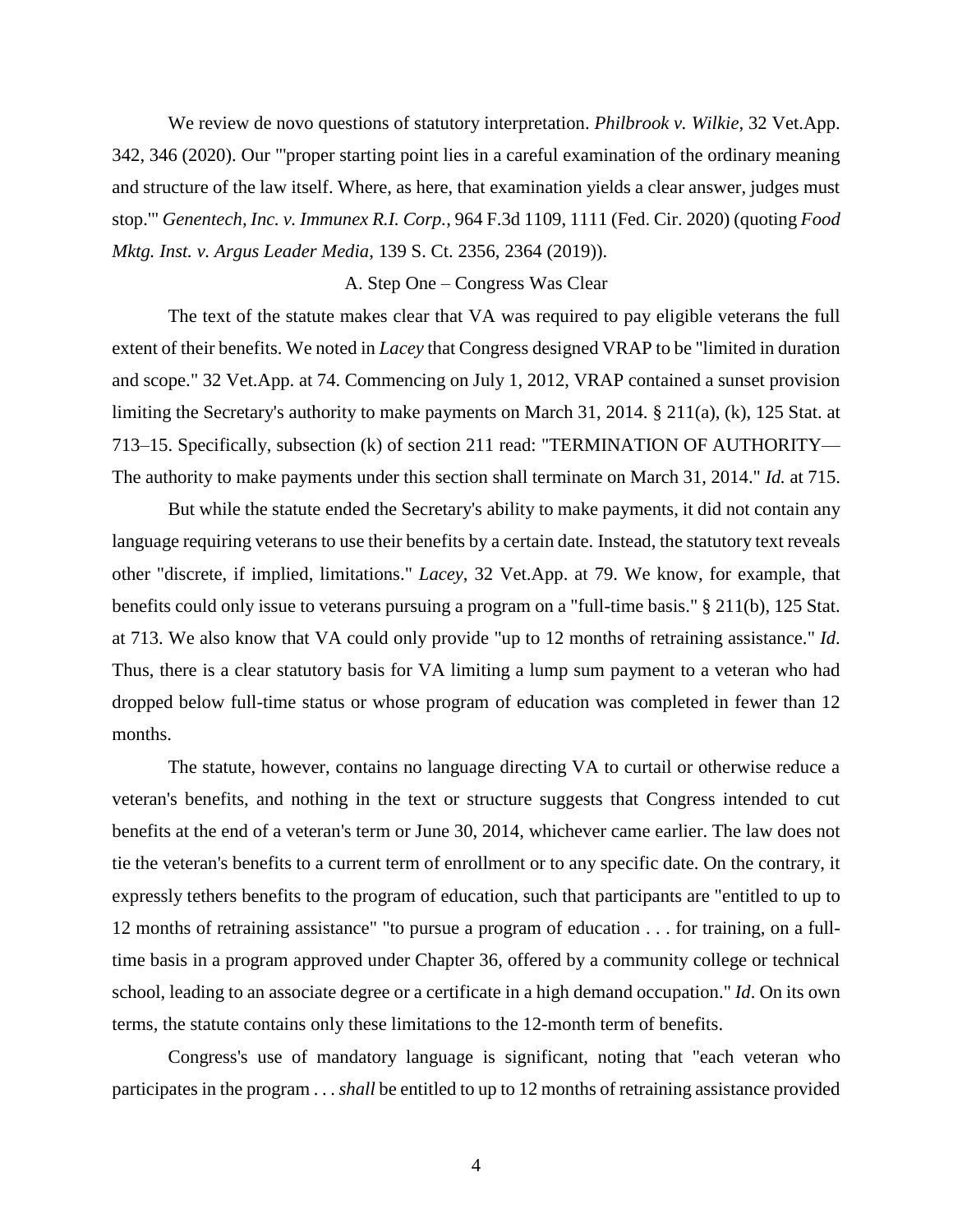We review de novo questions of statutory interpretation. *Philbrook v. Wilkie*, 32 Vet.App. 342, 346 (2020). Our "'proper starting point lies in a careful examination of the ordinary meaning and structure of the law itself. Where, as here, that examination yields a clear answer, judges must stop.'" *Genentech, Inc. v. Immunex R.I. Corp.*, 964 F.3d 1109, 1111 (Fed. Cir. 2020) (quoting *Food Mktg. Inst. v. Argus Leader Media*, 139 S. Ct. 2356, 2364 (2019)).

### A. Step One – Congress Was Clear

The text of the statute makes clear that VA was required to pay eligible veterans the full extent of their benefits. We noted in *Lacey* that Congress designed VRAP to be "limited in duration and scope." 32 Vet.App. at 74. Commencing on July 1, 2012, VRAP contained a sunset provision limiting the Secretary's authority to make payments on March 31, 2014. § 211(a), (k), 125 Stat. at 713–15. Specifically, subsection (k) of section 211 read: "TERMINATION OF AUTHORITY— The authority to make payments under this section shall terminate on March 31, 2014." *Id.* at 715.

But while the statute ended the Secretary's ability to make payments, it did not contain any language requiring veterans to use their benefits by a certain date. Instead, the statutory text reveals other "discrete, if implied, limitations." *Lacey*, 32 Vet.App. at 79. We know, for example, that benefits could only issue to veterans pursuing a program on a "full-time basis." § 211(b), 125 Stat. at 713. We also know that VA could only provide "up to 12 months of retraining assistance." *Id*. Thus, there is a clear statutory basis for VA limiting a lump sum payment to a veteran who had dropped below full-time status or whose program of education was completed in fewer than 12 months.

The statute, however, contains no language directing VA to curtail or otherwise reduce a veteran's benefits, and nothing in the text or structure suggests that Congress intended to cut benefits at the end of a veteran's term or June 30, 2014, whichever came earlier. The law does not tie the veteran's benefits to a current term of enrollment or to any specific date. On the contrary, it expressly tethers benefits to the program of education, such that participants are "entitled to up to 12 months of retraining assistance" "to pursue a program of education . . . for training, on a full-time basis in a program approved under Chapter 36, offered by a community college or technical school, leading to an associate degree or a certificate in a high demand occupation." *Id*. On its own terms, the statute contains only these limitations to the 12-month term of benefits.

Congress's use of mandatory language is significant, noting that "each veteran who participates in the program . . . *shall* be entitled to up to 12 months of retraining assistance provided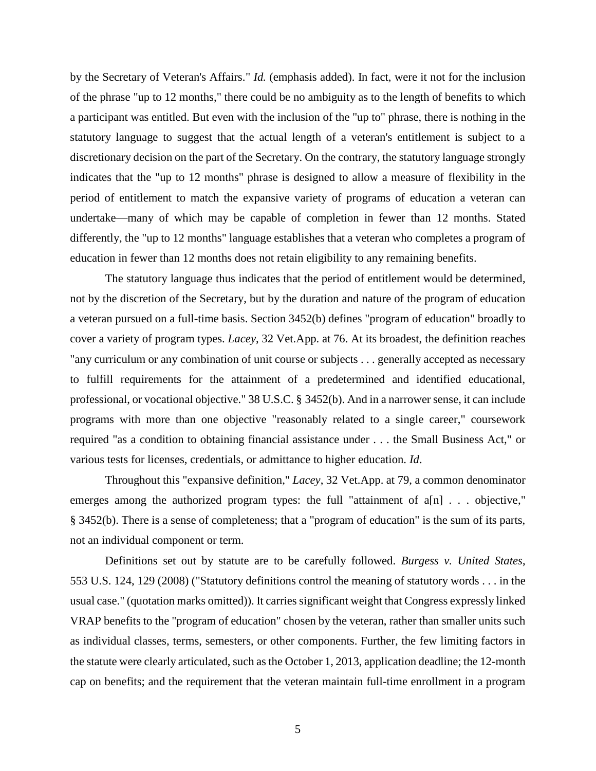by the Secretary of Veteran's Affairs." *Id.* (emphasis added). In fact, were it not for the inclusion of the phrase "up to 12 months," there could be no ambiguity as to the length of benefits to which a participant was entitled. But even with the inclusion of the "up to" phrase, there is nothing in the statutory language to suggest that the actual length of a veteran's entitlement is subject to a discretionary decision on the part of the Secretary. On the contrary, the statutory language strongly indicates that the "up to 12 months" phrase is designed to allow a measure of flexibility in the period of entitlement to match the expansive variety of programs of education a veteran can undertake—many of which may be capable of completion in fewer than 12 months. Stated differently, the "up to 12 months" language establishes that a veteran who completes a program of education in fewer than 12 months does not retain eligibility to any remaining benefits.

The statutory language thus indicates that the period of entitlement would be determined, not by the discretion of the Secretary, but by the duration and nature of the program of education a veteran pursued on a full-time basis. Section 3452(b) defines "program of education" broadly to cover a variety of program types. *Lacey*, 32 Vet.App. at 76. At its broadest, the definition reaches "any curriculum or any combination of unit course or subjects . . . generally accepted as necessary to fulfill requirements for the attainment of a predetermined and identified educational, professional, or vocational objective." 38 U.S.C. § 3452(b). And in a narrower sense, it can include programs with more than one objective "reasonably related to a single career," coursework required "as a condition to obtaining financial assistance under . . . the Small Business Act," or various tests for licenses, credentials, or admittance to higher education. *Id*.

Throughout this "expansive definition," *Lacey*, 32 Vet.App. at 79, a common denominator emerges among the authorized program types: the full "attainment of a[n] . . . objective," § 3452(b). There is a sense of completeness; that a "program of education" is the sum of its parts, not an individual component or term.

Definitions set out by statute are to be carefully followed. *Burgess v. United States*, 553 U.S. 124, 129 (2008) ("Statutory definitions control the meaning of statutory words . . . in the usual case." (quotation marks omitted)). It carries significant weight that Congress expressly linked VRAP benefits to the "program of education" chosen by the veteran, rather than smaller units such as individual classes, terms, semesters, or other components. Further, the few limiting factors in the statute were clearly articulated, such as the October 1, 2013, application deadline; the 12-month cap on benefits; and the requirement that the veteran maintain full-time enrollment in a program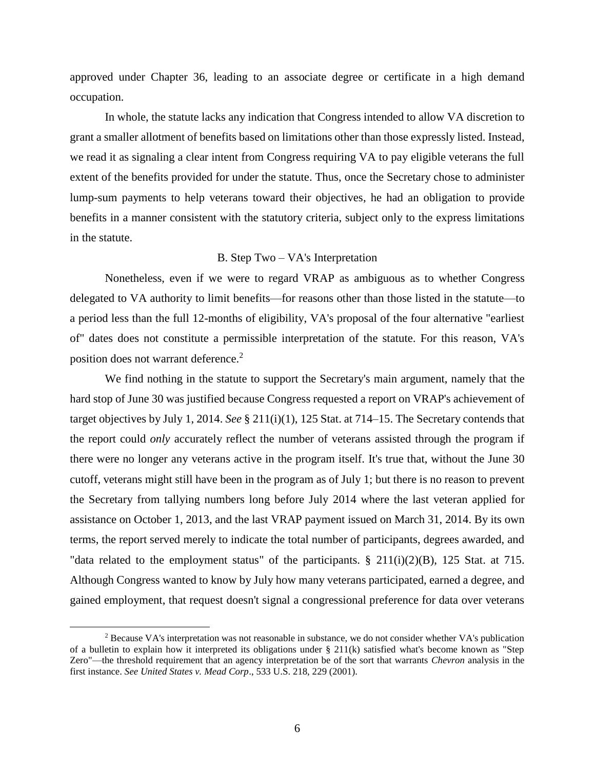approved under Chapter 36, leading to an associate degree or certificate in a high demand occupation.

In whole, the statute lacks any indication that Congress intended to allow VA discretion to grant a smaller allotment of benefits based on limitations other than those expressly listed. Instead, we read it as signaling a clear intent from Congress requiring VA to pay eligible veterans the full extent of the benefits provided for under the statute. Thus, once the Secretary chose to administer lump-sum payments to help veterans toward their objectives, he had an obligation to provide benefits in a manner consistent with the statutory criteria, subject only to the express limitations in the statute.

### B. Step Two – VA's Interpretation

Nonetheless, even if we were to regard VRAP as ambiguous as to whether Congress delegated to VA authority to limit benefits—for reasons other than those listed in the statute—to a period less than the full 12-months of eligibility, VA's proposal of the four alternative "earliest of" dates does not constitute a permissible interpretation of the statute. For this reason, VA's position does not warrant deference.[2]

We find nothing in the statute to support the Secretary's main argument, namely that the hard stop of June 30 was justified because Congress requested a report on VRAP's achievement of target objectives by July 1, 2014. *See* § 211(i)(1), 125 Stat. at 714–15. The Secretary contends that the report could *only* accurately reflect the number of veterans assisted through the program if there were no longer any veterans active in the program itself. It's true that, without the June 30 cutoff, veterans might still have been in the program as of July 1; but there is no reason to prevent the Secretary from tallying numbers long before July 2014 where the last veteran applied for assistance on October 1, 2013, and the last VRAP payment issued on March 31, 2014. By its own terms, the report served merely to indicate the total number of participants, degrees awarded, and "data related to the employment status" of the participants. § 211(i)(2)(B), 125 Stat. at 715. Although Congress wanted to know by July how many veterans participated, earned a degree, and gained employment, that request doesn't signal a congressional preference for data over veterans

[2] Because VA's interpretation was not reasonable in substance, we do not consider whether VA's publication of a bulletin to explain how it interpreted its obligations under § 211(k) satisfied what's become known as "Step Zero"—the threshold requirement that an agency interpretation be of the sort that warrants *Chevron* analysis in the first instance. *See United States v. Mead Corp*., 533 U.S. 218, 229 (2001).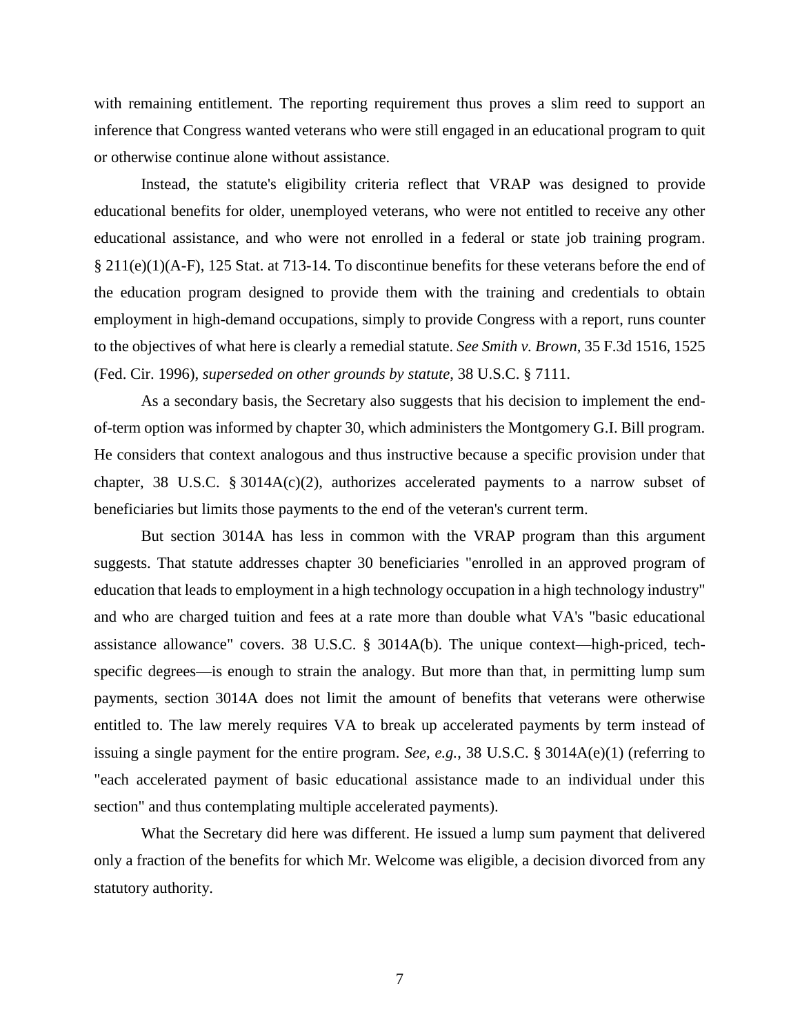with remaining entitlement. The reporting requirement thus proves a slim reed to support an inference that Congress wanted veterans who were still engaged in an educational program to quit or otherwise continue alone without assistance.

Instead, the statute's eligibility criteria reflect that VRAP was designed to provide educational benefits for older, unemployed veterans, who were not entitled to receive any other educational assistance, and who were not enrolled in a federal or state job training program. § 211(e)(1)(A-F), 125 Stat. at 713-14. To discontinue benefits for these veterans before the end of the education program designed to provide them with the training and credentials to obtain employment in high-demand occupations, simply to provide Congress with a report, runs counter to the objectives of what here is clearly a remedial statute. *See Smith v. Brown*, 35 F.3d 1516, 1525 (Fed. Cir. 1996), *superseded on other grounds by statute*, 38 U.S.C. § 7111.

As a secondary basis, the Secretary also suggests that his decision to implement the end-of-term option was informed by chapter 30, which administers the Montgomery G.I. Bill program. He considers that context analogous and thus instructive because a specific provision under that chapter, 38 U.S.C. § 3014A(c)(2), authorizes accelerated payments to a narrow subset of beneficiaries but limits those payments to the end of the veteran's current term.

But section 3014A has less in common with the VRAP program than this argument suggests. That statute addresses chapter 30 beneficiaries "enrolled in an approved program of education that leads to employment in a high technology occupation in a high technology industry" and who are charged tuition and fees at a rate more than double what VA's "basic educational assistance allowance" covers. 38 U.S.C. § 3014A(b). The unique context—high-priced, tech-specific degrees—is enough to strain the analogy. But more than that, in permitting lump sum payments, section 3014A does not limit the amount of benefits that veterans were otherwise entitled to. The law merely requires VA to break up accelerated payments by term instead of issuing a single payment for the entire program. *See, e.g.*, 38 U.S.C. § 3014A(e)(1) (referring to "each accelerated payment of basic educational assistance made to an individual under this section" and thus contemplating multiple accelerated payments).

What the Secretary did here was different. He issued a lump sum payment that delivered only a fraction of the benefits for which Mr. Welcome was eligible, a decision divorced from any statutory authority.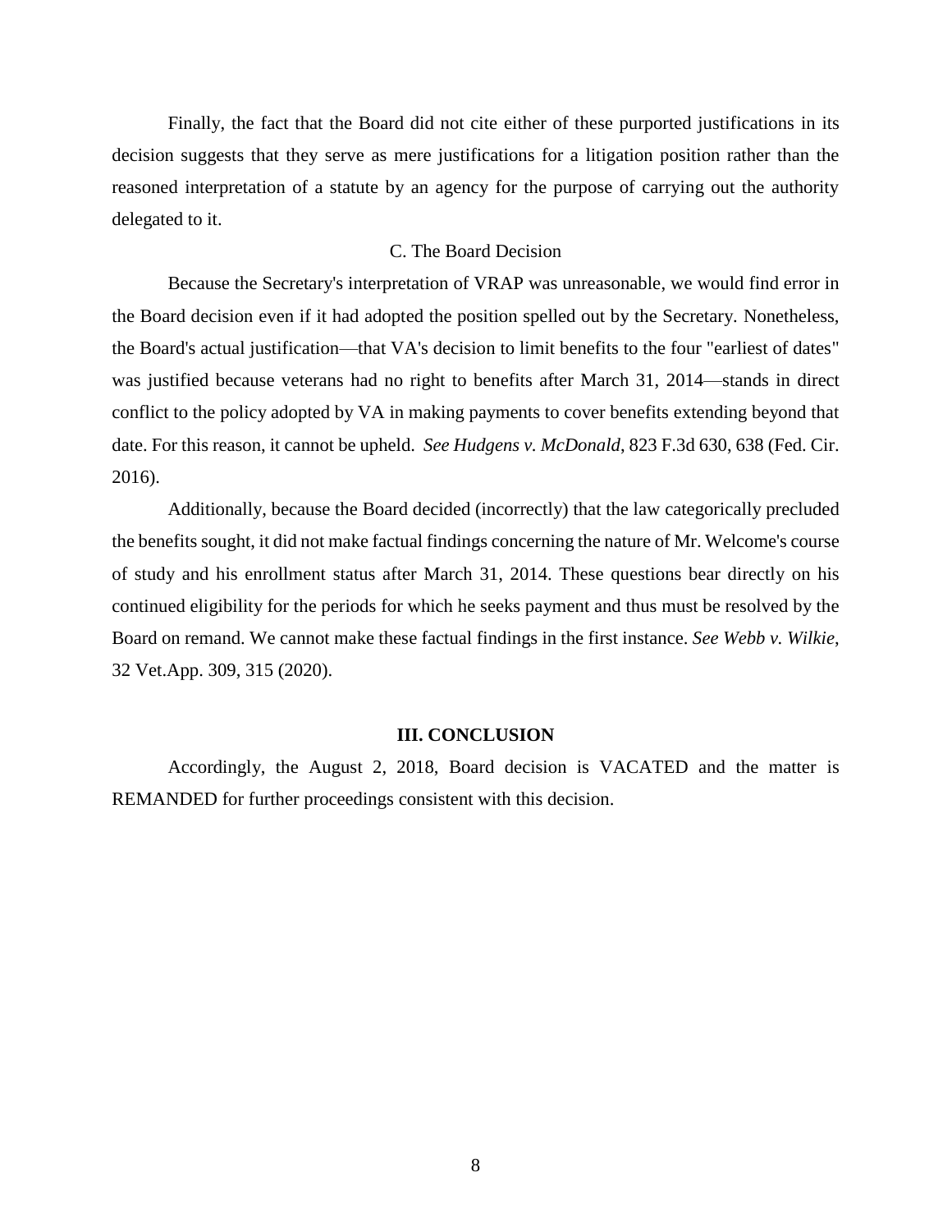Finally, the fact that the Board did not cite either of these purported justifications in its decision suggests that they serve as mere justifications for a litigation position rather than the reasoned interpretation of a statute by an agency for the purpose of carrying out the authority delegated to it.

C. The Board Decision

Because the Secretary's interpretation of VRAP was unreasonable, we would find error in the Board decision even if it had adopted the position spelled out by the Secretary. Nonetheless, the Board's actual justification—that VA's decision to limit benefits to the four "earliest of dates" was justified because veterans had no right to benefits after March 31, 2014—stands in direct conflict to the policy adopted by VA in making payments to cover benefits extending beyond that date. For this reason, it cannot be upheld. *See Hudgens v. McDonald*, 823 F.3d 630, 638 (Fed. Cir. 2016).

Additionally, because the Board decided (incorrectly) that the law categorically precluded the benefits sought, it did not make factual findings concerning the nature of Mr. Welcome's course of study and his enrollment status after March 31, 2014. These questions bear directly on his continued eligibility for the periods for which he seeks payment and thus must be resolved by the Board on remand. We cannot make these factual findings in the first instance. *See Webb v. Wilkie*, 32 Vet.App. 309, 315 (2020).

## III. CONCLUSION

Accordingly, the August 2, 2018, Board decision is VACATED and the matter is REMANDED for further proceedings consistent with this decision.